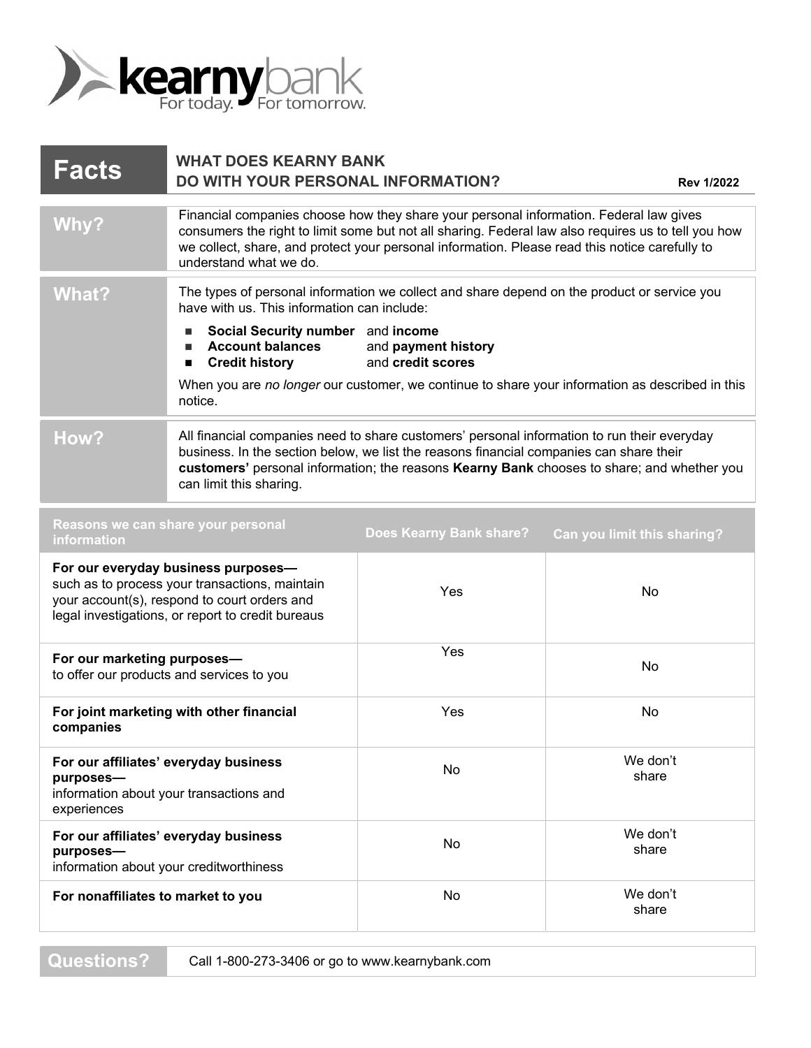kearnybank
For today. For tomorrow.

| **Facts** | **WHAT DOES KEARNY BANK DO WITH YOUR PERSONAL INFORMATION?** **Rev 1/2022** |
|---|---|
| **Why?** | Financial companies choose how they share your personal information. Federal law gives consumers the right to limit some but not all sharing. Federal law also requires us to tell you how we collect, share, and protect your personal information. Please read this notice carefully to understand what we do. |
| **What?** | The types of personal information we collect and share depend on the product or service you have with us. This information can include:<br>■ **Social Security number** and **income**<br>■ **Account balances** and **payment history**<br>■ **Credit history** and **credit scores**<br>When you are *no longer* our customer, we continue to share your information as described in this notice. |
| **How?** | All financial companies need to share customers' personal information to run their everyday business. In the section below, we list the reasons financial companies can share their **customers'** personal information; the reasons **Kearny Bank** chooses to share; and whether you can limit this sharing. |

| Reasons we can share your personal information | Does Kearny Bank share? | Can you limit this sharing? |
|---|---|---|
| **For our everyday business purposes—** such as to process your transactions, maintain your account(s), respond to court orders and legal investigations, or report to credit bureaus | Yes | No |
| **For our marketing purposes—** to offer our products and services to you | Yes | No |
| **For joint marketing with other financial companies** | Yes | No |
| **For our affiliates' everyday business purposes—** information about your transactions and experiences | No | We don't share |
| **For our affiliates' everyday business purposes—** information about your creditworthiness | No | We don't share |
| **For nonaffiliates to market to you** | No | We don't share |

| **Questions?** | Call 1-800-273-3406 or go to www.kearnybank.com |
|---|---|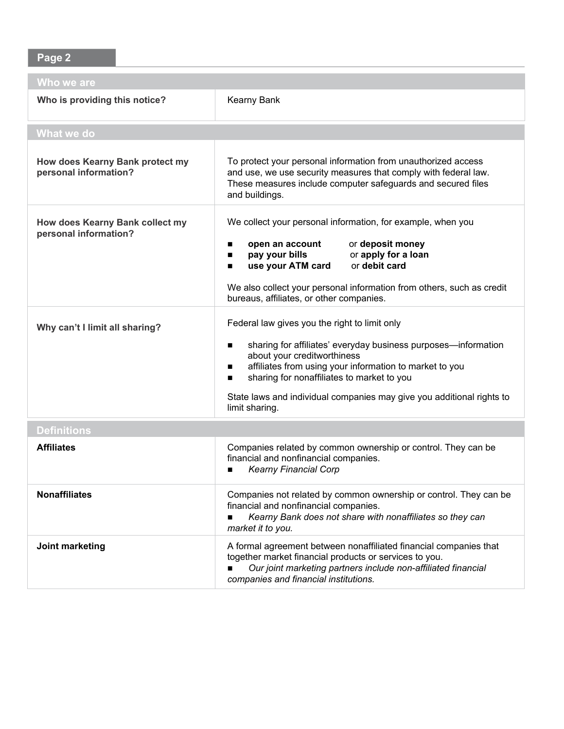**Page 2**

| Who we are | |
|---|---|
| **Who is providing this notice?** | Kearny Bank |

| What we do | |
|---|---|
| **How does Kearny Bank protect my personal information?** | To protect your personal information from unauthorized access and use, we use security measures that comply with federal law. These measures include computer safeguards and secured files and buildings. |
| **How does Kearny Bank collect my personal information?** | We collect your personal information, for example, when you<br>■ **open an account** or **deposit money**<br>■ **pay your bills** or **apply for a loan**<br>■ **use your ATM card** or **debit card**<br><br>We also collect your personal information from others, such as credit bureaus, affiliates, or other companies. |
| **Why can't I limit all sharing?** | Federal law gives you the right to limit only<br>■ sharing for affiliates' everyday business purposes—information about your creditworthiness<br>■ affiliates from using your information to market to you<br>■ sharing for nonaffiliates to market to you<br><br>State laws and individual companies may give you additional rights to limit sharing. |

| Definitions | |
|---|---|
| **Affiliates** | Companies related by common ownership or control. They can be financial and nonfinancial companies.<br>■ *Kearny Financial Corp* |
| **Nonaffiliates** | Companies not related by common ownership or control. They can be financial and nonfinancial companies.<br>■ *Kearny Bank does not share with nonaffiliates so they can market it to you.* |
| **Joint marketing** | A formal agreement between nonaffiliated financial companies that together market financial products or services to you.<br>■ *Our joint marketing partners include non-affiliated financial companies and financial institutions.* |